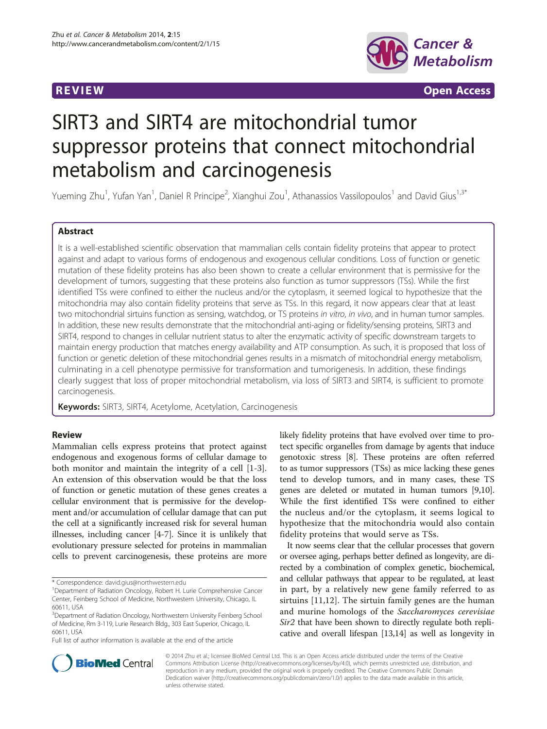REVIEW Open Access

# SIRT3 and SIRT4 are mitochondrial tumor suppressor proteins that connect mitochondrial metabolism and carcinogenesis

Yueming Zhu[1], Yufan Yan[1], Daniel R Principe[2], Xianghui Zou[1], Athanassios Vassilopoulos[1] and David Gius[1,3*]

## Abstract

It is a well-established scientific observation that mammalian cells contain fidelity proteins that appear to protect against and adapt to various forms of endogenous and exogenous cellular conditions. Loss of function or genetic mutation of these fidelity proteins has also been shown to create a cellular environment that is permissive for the development of tumors, suggesting that these proteins also function as tumor suppressors (TSs). While the first identified TSs were confined to either the nucleus and/or the cytoplasm, it seemed logical to hypothesize that the mitochondria may also contain fidelity proteins that serve as TSs. In this regard, it now appears clear that at least two mitochondrial sirtuins function as sensing, watchdog, or TS proteins *in vitro*, *in vivo*, and in human tumor samples. In addition, these new results demonstrate that the mitochondrial anti-aging or fidelity/sensing proteins, SIRT3 and SIRT4, respond to changes in cellular nutrient status to alter the enzymatic activity of specific downstream targets to maintain energy production that matches energy availability and ATP consumption. As such, it is proposed that loss of function or genetic deletion of these mitochondrial genes results in a mismatch of mitochondrial energy metabolism, culminating in a cell phenotype permissive for transformation and tumorigenesis. In addition, these findings clearly suggest that loss of proper mitochondrial metabolism, via loss of SIRT3 and SIRT4, is sufficient to promote carcinogenesis.

**Keywords:** SIRT3, SIRT4, Acetylome, Acetylation, Carcinogenesis

## Review

Mammalian cells express proteins that protect against endogenous and exogenous forms of cellular damage to both monitor and maintain the integrity of a cell [1-3]. An extension of this observation would be that the loss of function or genetic mutation of these genes creates a cellular environment that is permissive for the development and/or accumulation of cellular damage that can put the cell at a significantly increased risk for several human illnesses, including cancer [4-7]. Since it is unlikely that evolutionary pressure selected for proteins in mammalian cells to prevent carcinogenesis, these proteins are more likely fidelity proteins that have evolved over time to protect specific organelles from damage by agents that induce genotoxic stress [8]. These proteins are often referred to as tumor suppressors (TSs) as mice lacking these genes tend to develop tumors, and in many cases, these TS genes are deleted or mutated in human tumors [9,10]. While the first identified TSs were confined to either the nucleus and/or the cytoplasm, it seems logical to hypothesize that the mitochondria would also contain fidelity proteins that would serve as TSs.

It now seems clear that the cellular processes that govern or oversee aging, perhaps better defined as longevity, are directed by a combination of complex genetic, biochemical, and cellular pathways that appear to be regulated, at least in part, by a relatively new gene family referred to as sirtuins [11,12]. The sirtuin family genes are the human and murine homologs of the *Saccharomyces cerevisiae Sir2* that have been shown to directly regulate both replicative and overall lifespan [13,14] as well as longevity in

\* Correspondence: david.gius@northwestern.edu
[1]Department of Radiation Oncology, Robert H. Lurie Comprehensive Cancer Center, Feinberg School of Medicine, Northwestern University, Chicago, IL 60611, USA
[3]Department of Radiation Oncology, Northwestern University Feinberg School of Medicine, Rm 3-119, Lurie Research Bldg., 303 East Superior, Chicago, IL 60611, USA
Full list of author information is available at the end of the article

© 2014 Zhu et al.; licensee BioMed Central Ltd. This is an Open Access article distributed under the terms of the Creative Commons Attribution License (http://creativecommons.org/licenses/by/4.0), which permits unrestricted use, distribution, and reproduction in any medium, provided the original work is properly credited. The Creative Commons Public Domain Dedication waiver (http://creativecommons.org/publicdomain/zero/1.0/) applies to the data made available in this article, unless otherwise stated.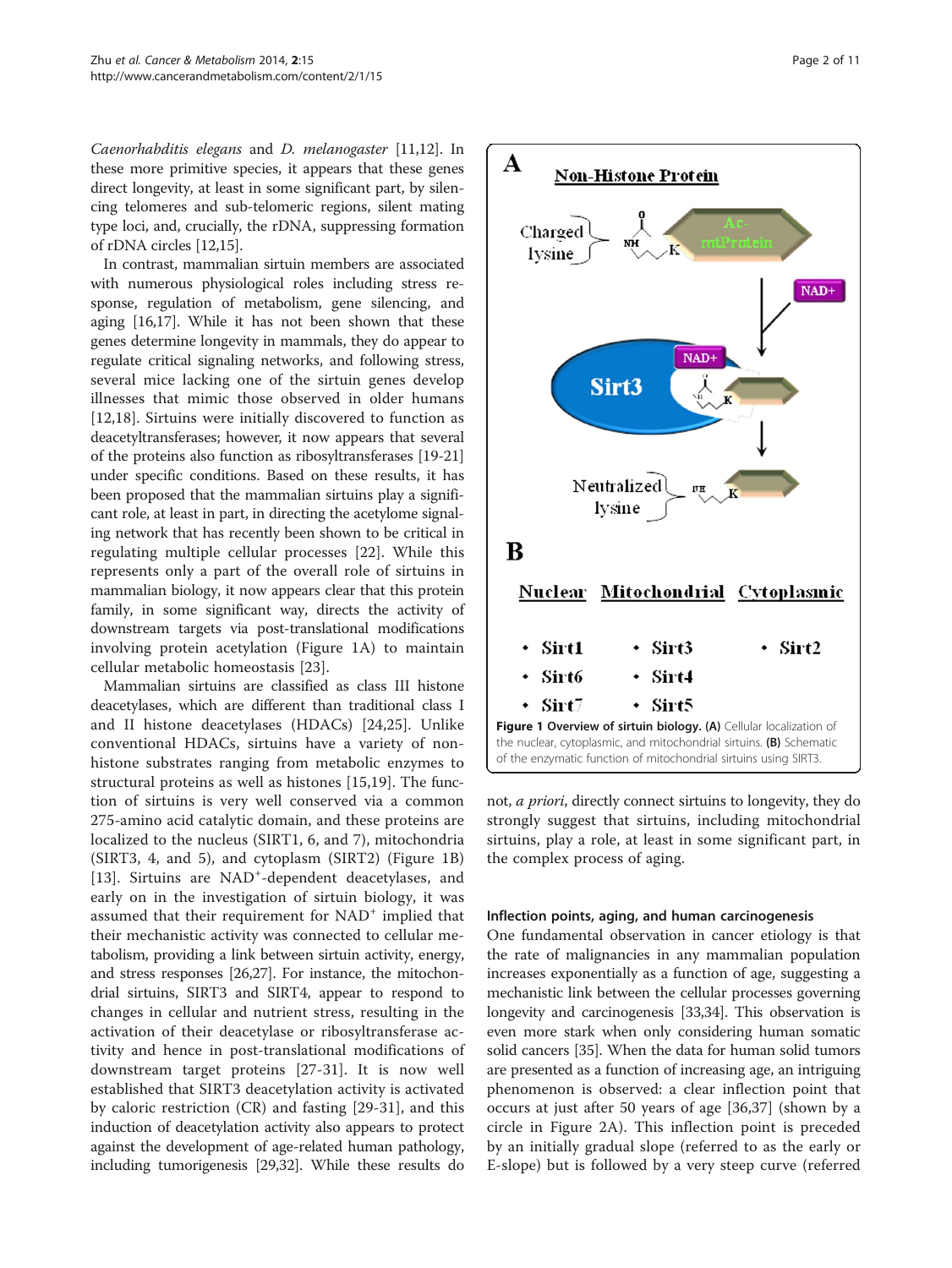*Caenorhabditis elegans* and *D. melanogaster* [11,12]. In these more primitive species, it appears that these genes direct longevity, at least in some significant part, by silencing telomeres and sub-telomeric regions, silent mating type loci, and, crucially, the rDNA, suppressing formation of rDNA circles [12,15].

In contrast, mammalian sirtuin members are associated with numerous physiological roles including stress response, regulation of metabolism, gene silencing, and aging [16,17]. While it has not been shown that these genes determine longevity in mammals, they do appear to regulate critical signaling networks, and following stress, several mice lacking one of the sirtuin genes develop illnesses that mimic those observed in older humans [12,18]. Sirtuins were initially discovered to function as deacetyltransferases; however, it now appears that several of the proteins also function as ribosyltransferases [19-21] under specific conditions. Based on these results, it has been proposed that the mammalian sirtuins play a significant role, at least in part, in directing the acetylome signaling network that has recently been shown to be critical in regulating multiple cellular processes [22]. While this represents only a part of the overall role of sirtuins in mammalian biology, it now appears clear that this protein family, in some significant way, directs the activity of downstream targets via post-translational modifications involving protein acetylation (Figure 1A) to maintain cellular metabolic homeostasis [23].

Mammalian sirtuins are classified as class III histone deacetylases, which are different than traditional class I and II histone deacetylases (HDACs) [24,25]. Unlike conventional HDACs, sirtuins have a variety of non-histone substrates ranging from metabolic enzymes to structural proteins as well as histones [15,19]. The function of sirtuins is very well conserved via a common 275-amino acid catalytic domain, and these proteins are localized to the nucleus (SIRT1, 6, and 7), mitochondria (SIRT3, 4, and 5), and cytoplasm (SIRT2) (Figure 1B) [13]. Sirtuins are $NAD^+$-dependent deacetylases, and early on in the investigation of sirtuin biology, it was assumed that their requirement for $NAD^+$ implied that their mechanistic activity was connected to cellular metabolism, providing a link between sirtuin activity, energy, and stress responses [26,27]. For instance, the mitochondrial sirtuins, SIRT3 and SIRT4, appear to respond to changes in cellular and nutrient stress, resulting in the activation of their deacetylase or ribosyltransferase activity and hence in post-translational modifications of downstream target proteins [27-31]. It is now well established that SIRT3 deacetylation activity is activated by caloric restriction (CR) and fasting [29-31], and this induction of deacetylation activity also appears to protect against the development of age-related human pathology, including tumorigenesis [29,32]. While these results do not, *a priori*, directly connect sirtuins to longevity, they do strongly suggest that sirtuins, including mitochondrial sirtuins, play a role, at least in some significant part, in the complex process of aging.

**A**

**Non-Histone Protein**

Charged lysine — Ac-mtProtein — $NAD^+$ — Sirt3 — $NAD^+$ — Neutralized lysine

**B**

| Nuclear | Mitochondrial | Cytoplasmic |
| --- | --- | --- |
| • Sirt1 | • Sirt3 | • Sirt2 |
| • Sirt6 | • Sirt4 | |
| • Sirt7 | • Sirt5 | |

**Figure 1 Overview of sirtuin biology. (A)** Cellular localization of the nuclear, cytoplasmic, and mitochondrial sirtuins. **(B)** Schematic of the enzymatic function of mitochondrial sirtuins using SIRT3.

## Inflection points, aging, and human carcinogenesis

One fundamental observation in cancer etiology is that the rate of malignancies in any mammalian population increases exponentially as a function of age, suggesting a mechanistic link between the cellular processes governing longevity and carcinogenesis [33,34]. This observation is even more stark when only considering human somatic solid cancers [35]. When the data for human solid tumors are presented as a function of increasing age, an intriguing phenomenon is observed: a clear inflection point that occurs at just after 50 years of age [36,37] (shown by a circle in Figure 2A). This inflection point is preceded by an initially gradual slope (referred to as the early or E-slope) but is followed by a very steep curve (referred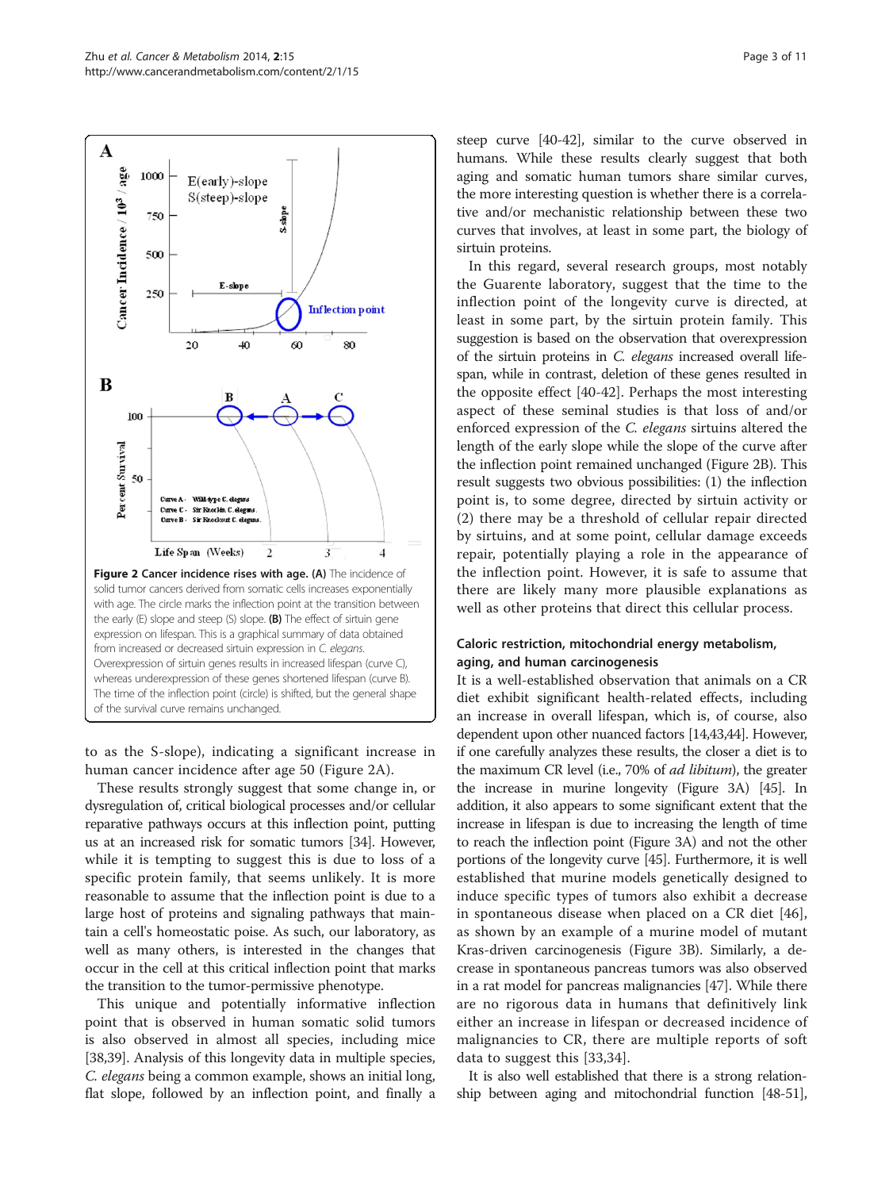A

Cancer Incidence / $10^3$ / age

1000

750

500

250

E(early)-slope

S(steep)-slope

S-slope

E-slope

Inflection point

20

40

60

80

B

B

A

C

100

50

Percent Survival

Curve A - Wild-type C. elegans

Curve C - Sir Knockin C. elegans.

Curve B - Sir Knockout C. elegans.

Life Span (Weeks)

2

3

4

**Figure 2 Cancer incidence rises with age. (A)** The incidence of solid tumor cancers derived from somatic cells increases exponentially with age. The circle marks the inflection point at the transition between the early (E) slope and steep (S) slope. **(B)** The effect of sirtuin gene expression on lifespan. This is a graphical summary of data obtained from increased or decreased sirtuin expression in *C. elegans*. Overexpression of sirtuin genes results in increased lifespan (curve C), whereas underexpression of these genes shortened lifespan (curve B). The time of the inflection point (circle) is shifted, but the general shape of the survival curve remains unchanged.

to as the S-slope), indicating a significant increase in human cancer incidence after age 50 (Figure 2A).

These results strongly suggest that some change in, or dysregulation of, critical biological processes and/or cellular reparative pathways occurs at this inflection point, putting us at an increased risk for somatic tumors [34]. However, while it is tempting to suggest this is due to loss of a specific protein family, that seems unlikely. It is more reasonable to assume that the inflection point is due to a large host of proteins and signaling pathways that maintain a cell's homeostatic poise. As such, our laboratory, as well as many others, is interested in the changes that occur in the cell at this critical inflection point that marks the transition to the tumor-permissive phenotype.

This unique and potentially informative inflection point that is observed in human somatic solid tumors is also observed in almost all species, including mice [38,39]. Analysis of this longevity data in multiple species, *C. elegans* being a common example, shows an initial long, flat slope, followed by an inflection point, and finally a steep curve [40-42], similar to the curve observed in humans. While these results clearly suggest that both aging and somatic human tumors share similar curves, the more interesting question is whether there is a correlative and/or mechanistic relationship between these two curves that involves, at least in some part, the biology of sirtuin proteins.

In this regard, several research groups, most notably the Guarente laboratory, suggest that the time to the inflection point of the longevity curve is directed, at least in some part, by the sirtuin protein family. This suggestion is based on the observation that overexpression of the sirtuin proteins in *C. elegans* increased overall lifespan, while in contrast, deletion of these genes resulted in the opposite effect [40-42]. Perhaps the most interesting aspect of these seminal studies is that loss of and/or enforced expression of the *C. elegans* sirtuins altered the length of the early slope while the slope of the curve after the inflection point remained unchanged (Figure 2B). This result suggests two obvious possibilities: (1) the inflection point is, to some degree, directed by sirtuin activity or (2) there may be a threshold of cellular repair directed by sirtuins, and at some point, cellular damage exceeds repair, potentially playing a role in the appearance of the inflection point. However, it is safe to assume that there are likely many more plausible explanations as well as other proteins that direct this cellular process.

## Caloric restriction, mitochondrial energy metabolism, aging, and human carcinogenesis

It is a well-established observation that animals on a CR diet exhibit significant health-related effects, including an increase in overall lifespan, which is, of course, also dependent upon other nuanced factors [14,43,44]. However, if one carefully analyzes these results, the closer a diet is to the maximum CR level (i.e., 70% of *ad libitum*), the greater the increase in murine longevity (Figure 3A) [45]. In addition, it also appears to some significant extent that the increase in lifespan is due to increasing the length of time to reach the inflection point (Figure 3A) and not the other portions of the longevity curve [45]. Furthermore, it is well established that murine models genetically designed to induce specific types of tumors also exhibit a decrease in spontaneous disease when placed on a CR diet [46], as shown by an example of a murine model of mutant Kras-driven carcinogenesis (Figure 3B). Similarly, a decrease in spontaneous pancreas tumors was also observed in a rat model for pancreas malignancies [47]. While there are no rigorous data that definitively link either an increase in lifespan or decreased incidence of malignancies to CR, there are multiple reports of soft data to suggest this [33,34].

It is also well established that there is a strong relationship between aging and mitochondrial function [48-51],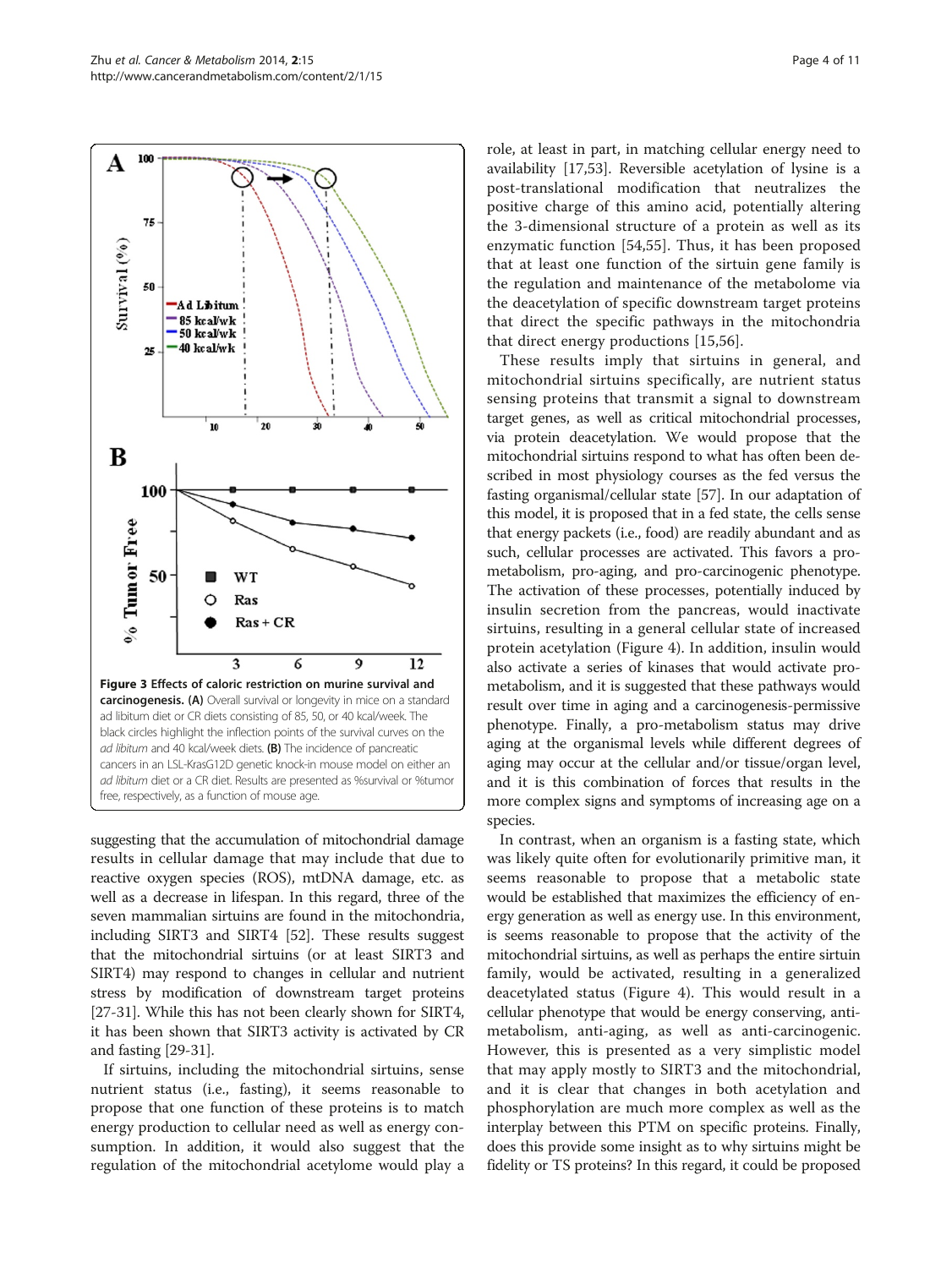**Figure 3 Effects of caloric restriction on murine survival and carcinogenesis. (A)** Overall survival or longevity in mice on a standard ad libitum diet or CR diets consisting of 85, 50, or 40 kcal/week. The black circles highlight the inflection points of the survival curves on the *ad libitum* and 40 kcal/week diets. **(B)** The incidence of pancreatic cancers in an LSL-KrasG12D genetic knock-in mouse model on either an *ad libitum* diet or a CR diet. Results are presented as %survival or %tumor free, respectively, as a function of mouse age.

suggesting that the accumulation of mitochondrial damage results in cellular damage that may include that due to reactive oxygen species (ROS), mtDNA damage, etc. as well as a decrease in lifespan. In this regard, three of the seven mammalian sirtuins are found in the mitochondria, including SIRT3 and SIRT4 [52]. These results suggest that the mitochondrial sirtuins (or at least SIRT3 and SIRT4) may respond to changes in cellular and nutrient stress by modification of downstream target proteins [27-31]. While this has not been clearly shown for SIRT4, it has been shown that SIRT3 activity is activated by CR and fasting [29-31].

If sirtuins, including the mitochondrial sirtuins, sense nutrient status (i.e., fasting), it seems reasonable to propose that one function of these proteins is to match energy production to cellular need as well as energy consumption. In addition, it would also suggest that the regulation of the mitochondrial acetylome would play a role, at least in part, in matching cellular energy need to availability [17,53]. Reversible acetylation of lysine is a post-translational modification that neutralizes the positive charge of this amino acid, potentially altering the 3-dimensional structure of a protein as well as its enzymatic function [54,55]. Thus, it has been proposed that at least one function of the sirtuin gene family is the regulation and maintenance of the metabolome via the deacetylation of specific downstream target proteins that direct the specific pathways in the mitochondria that direct energy productions [15,56].

These results imply that sirtuins in general, and mitochondrial sirtuins specifically, are nutrient status sensing proteins that transmit a signal to downstream target genes, as well as critical mitochondrial processes, via protein deacetylation. We would propose that the mitochondrial sirtuins respond to what has often been described in most physiology courses as the fed versus the fasting organismal/cellular state [57]. In our adaptation of this model, it is proposed that in a fed state, the cells sense that energy packets (i.e., food) are readily abundant and as such, cellular processes are activated. This favors a pro-metabolism, pro-aging, and pro-carcinogenic phenotype. The activation of these processes, potentially induced by insulin secretion from the pancreas, would inactivate sirtuins, resulting in a general cellular state of increased protein acetylation (Figure 4). In addition, insulin would also activate a series of kinases that would activate pro-metabolism, and it is suggested that these pathways would result over time in aging and a carcinogenesis-permissive phenotype. Finally, a pro-metabolism status may drive aging at the organismal levels while different degrees of aging may occur at the cellular and/or tissue/organ level, and it is this combination of forces that results in the more complex signs and symptoms of increasing age on a species.

In contrast, when an organism is a fasting state, which was likely quite often for evolutionarily primitive man, it seems reasonable to propose that a metabolic state would be established that maximizes the efficiency of energy generation as well as energy use. In this environment, is seems reasonable to propose that the activity of the mitochondrial sirtuins, as well as perhaps the entire sirtuin family, would be activated, resulting in a generalized deacetylated status (Figure 4). This would result in a cellular phenotype that would be energy conserving, anti-metabolism, anti-aging, as well as anti-carcinogenic. However, this is presented as a very simplistic model that may apply mostly to SIRT3 and the mitochondrial, and it is clear that changes in both acetylation and phosphorylation are much more complex as well as the interplay between this PTM on specific proteins. Finally, does this provide some insight as to why sirtuins might be fidelity or TS proteins? In this regard, it could be proposed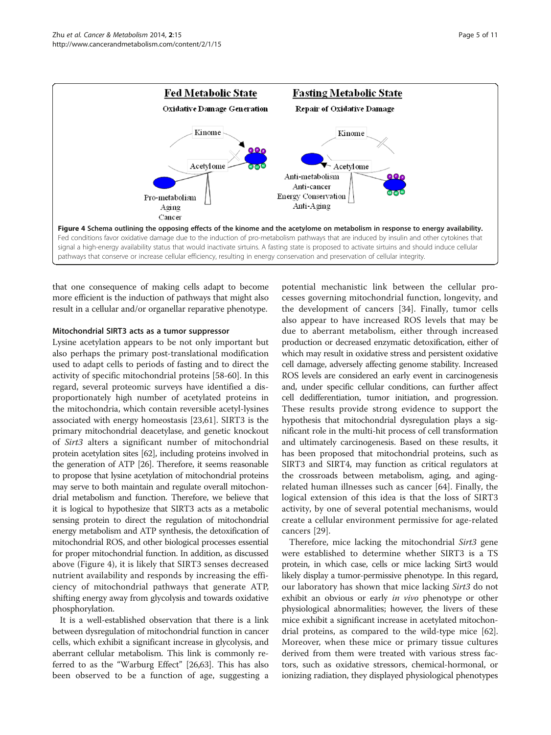**Figure 4 Schema outlining the opposing effects of the kinome and the acetylome on metabolism in response to energy availability.** Fed conditions favor oxidative damage due to the induction of pro-metabolism pathways that are induced by insulin and other cytokines that signal a high-energy availability status that would inactivate sirtuins. A fasting state is proposed to activate sirtuins and should induce cellular pathways that conserve or increase cellular efficiency, resulting in energy conservation and preservation of cellular integrity.

that one consequence of making cells adapt to become more efficient is the induction of pathways that might also result in a cellular and/or organellar reparative phenotype.

#### Mitochondrial SIRT3 acts as a tumor suppressor

Lysine acetylation appears to be not only important but also perhaps the primary post-translational modification used to adapt cells to periods of fasting and to direct the activity of specific mitochondrial proteins [58-60]. In this regard, several proteomic surveys have identified a disproportionately high number of acetylated proteins in the mitochondria, which contain reversible acetyl-lysines associated with energy homeostasis [23,61]. SIRT3 is the primary mitochondrial deacetylase, and genetic knockout of *Sirt3* alters a significant number of mitochondrial protein acetylation sites [62], including proteins involved in the generation of ATP [26]. Therefore, it seems reasonable to propose that lysine acetylation of mitochondrial proteins may serve to both maintain and regulate overall mitochondrial metabolism and function. Therefore, we believe that it is logical to hypothesize that SIRT3 acts as a metabolic sensing protein to direct the regulation of mitochondrial energy metabolism and ATP synthesis, the detoxification of mitochondrial ROS, and other biological processes essential for proper mitochondrial function. In addition, as discussed above (Figure 4), it is likely that SIRT3 senses decreased nutrient availability and responds by increasing the efficiency of mitochondrial pathways that generate ATP, shifting energy away from glycolysis and towards oxidative phosphorylation.

It is a well-established observation that there is a link between dysregulation of mitochondrial function in cancer cells, which exhibit a significant increase in glycolysis, and aberrant cellular metabolism. This link is commonly referred to as the "Warburg Effect" [26,63]. This has also been observed to be a function of age, suggesting a potential mechanistic link between the cellular processes governing mitochondrial function, longevity, and the development of cancers [34]. Finally, tumor cells also appear to have increased ROS levels that may be due to aberrant metabolism, either through increased production or decreased enzymatic detoxification, either of which may result in oxidative stress and persistent oxidative cell damage, adversely affecting genome stability. Increased ROS levels are considered an early event in carcinogenesis and, under specific cellular conditions, can further affect cell dedifferentiation, tumor initiation, and progression. These results provide strong evidence to support the hypothesis that mitochondrial dysregulation plays a significant role in the multi-hit process of cell transformation and ultimately carcinogenesis. Based on these results, it has been proposed that mitochondrial proteins, such as SIRT3 and SIRT4, may function as critical regulators at the crossroads between metabolism, aging, and aging-related human illnesses such as cancer [64]. Finally, the logical extension of this idea is that the loss of SIRT3 activity, by one of several potential mechanisms, would create a cellular environment permissive for age-related cancers [29].

Therefore, mice lacking the mitochondrial *Sirt3* gene were established to determine whether SIRT3 is a TS protein, in which case, cells or mice lacking Sirt3 would likely display a tumor-permissive phenotype. In this regard, our laboratory has shown that mice lacking *Sirt3* do not exhibit an obvious or early *in vivo* phenotype or other physiological abnormalities; however, the livers of these mice exhibit a significant increase in acetylated mitochondrial proteins, as compared to the wild-type mice [62]. Moreover, when these mice or primary tissue cultures derived from them were treated with various stress factors, such as oxidative stressors, chemical-hormonal, or ionizing radiation, they displayed physiological phenotypes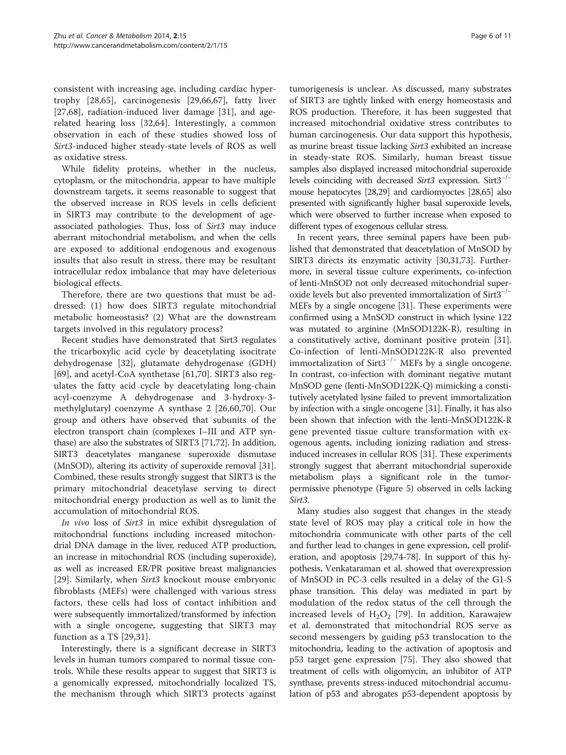consistent with increasing age, including cardiac hypertrophy [28,65], carcinogenesis [29,66,67], fatty liver [27,68], radiation-induced liver damage [31], and age-related hearing loss [32,64]. Interestingly, a common observation in each of these studies showed loss of *Sirt3*-induced higher steady-state levels of ROS as well as oxidative stress.

While fidelity proteins, whether in the nucleus, cytoplasm, or the mitochondria, appear to have multiple downstream targets, it seems reasonable to suggest that the observed increase in ROS levels in cells deficient in SIRT3 may contribute to the development of age-associated pathologies. Thus, loss of *Sirt3* may induce aberrant mitochondrial metabolism, and when the cells are exposed to additional endogenous and exogenous insults that also result in stress, there may be resultant intracellular redox imbalance that may have deleterious biological effects.

Therefore, there are two questions that must be addressed: (1) how does SIRT3 regulate mitochondrial metabolic homeostasis? (2) What are the downstream targets involved in this regulatory process?

Recent studies have demonstrated that Sirt3 regulates the tricarboxylic acid cycle by deacetylating isocitrate dehydrogenase [32], glutamate dehydrogenase (GDH) [69], and acetyl-CoA synthetase [61,70]. SIRT3 also regulates the fatty acid cycle by deacetylating long-chain acyl-coenzyme A dehydrogenase and 3-hydroxy-3-methylglutaryl coenzyme A synthase 2 [26,60,70]. Our group and others have observed that subunits of the electron transport chain (complexes I–III and ATP synthase) are also the substrates of SIRT3 [71,72]. In addition, SIRT3 deacetylates manganese superoxide dismutase (MnSOD), altering its activity of superoxide removal [31]. Combined, these results strongly suggest that SIRT3 is the primary mitochondrial deacetylase serving to direct mitochondrial energy production as well as to limit the accumulation of mitochondrial ROS.

*In vivo* loss of *Sirt3* in mice exhibit dysregulation of mitochondrial functions including increased mitochondrial DNA damage in the liver, reduced ATP production, an increase in mitochondrial ROS (including superoxide), as well as increased ER/PR positive breast malignancies [29]. Similarly, when *Sirt3* knockout mouse embryonic fibroblasts (MEFs) were challenged with various stress factors, these cells had loss of contact inhibition and were subsequently immortalized/transformed by infection with a single oncogene, suggesting that SIRT3 may function as a TS [29,31].

Interestingly, there is a significant decrease in SIRT3 levels in human tumors compared to normal tissue controls. While these results appear to suggest that SIRT3 is a genomically expressed, mitochondrially localized TS, the mechanism through which SIRT3 protects against tumorigenesis is unclear. As discussed, many substrates of SIRT3 are tightly linked with energy homeostasis and ROS production. Therefore, it has been suggested that increased mitochondrial oxidative stress contributes to human carcinogenesis. Our data support this hypothesis, as murine breast tissue lacking *Sirt3* exhibited an increase in steady-state ROS. Similarly, human breast tissue samples also displayed increased mitochondrial superoxide levels coinciding with decreased *Sirt3* expression. Sirt3$^{-/-}$ mouse hepatocytes [28,29] and cardiomyoctes [28,65] also presented with significantly higher basal superoxide levels, which were observed to further increase when exposed to different types of exogenous cellular stress.

In recent years, three seminal papers have been published that demonstrated that deacetylation of MnSOD by SIRT3 directs its enzymatic activity [30,31,73]. Furthermore, in several tissue culture experiments, co-infection of lenti-MnSOD not only decreased mitochondrial superoxide levels but also prevented immortalization of Sirt3$^{-/-}$ MEFs by a single oncogene [31]. These experiments were confirmed using a MnSOD construct in which lysine 122 was mutated to arginine (MnSOD122K-R), resulting in a constitutively active, dominant positive protein [31]. Co-infection of lenti-MnSOD122K-R also prevented immortalization of Sirt3$^{-/-}$ MEFs by a single oncogene. In contrast, co-infection with dominant negative mutant MnSOD gene (lenti-MnSOD122K-Q) mimicking a constitutively acetylated lysine failed to prevent immortalization by infection with a single oncogene [31]. Finally, it has also been shown that infection with the lenti-MnSOD122K-R gene prevented tissue culture transformation with exogenous agents, including ionizing radiation and stress-induced increases in cellular ROS [31]. These experiments strongly suggest that aberrant mitochondrial superoxide metabolism plays a significant role in the tumor-permissive phenotype (Figure 5) observed in cells lacking *Sirt3*.

Many studies also suggest that changes in the steady state level of ROS may play a critical role in how the mitochondria communicate with other parts of the cell and further lead to changes in gene expression, cell proliferation, and apoptosis [29,74-78]. In support of this hypothesis, Venkataraman et al. showed that overexpression of MnSOD in PC-3 cells resulted in a delay of the G1-S phase transition. This delay was mediated in part by modulation of the redox status of the cell through the increased levels of $H_2O_2$ [79]. In addition, Karawajew et al. demonstrated that mitochondrial ROS serve as second messengers by guiding p53 translocation to the mitochondria, leading to the activation of apoptosis and p53 target gene expression [75]. They also showed that treatment of cells with oligomycin, an inhibitor of ATP synthase, prevents stress-induced mitochondrial accumulation of p53 and abrogates p53-dependent apoptosis by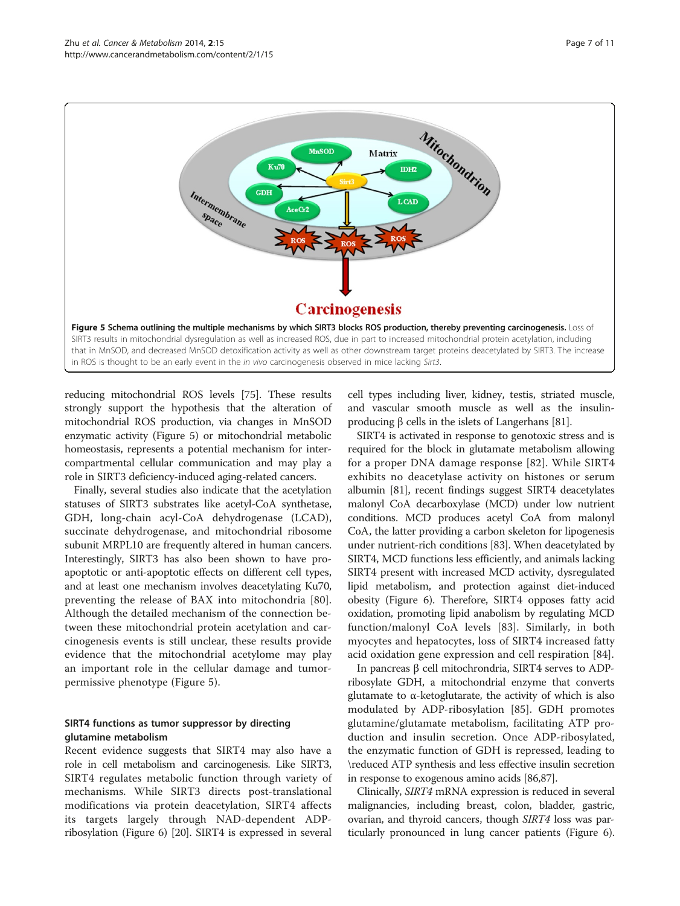**Figure 5 Schema outlining the multiple mechanisms by which SIRT3 blocks ROS production, thereby preventing carcinogenesis.** Loss of SIRT3 results in mitochondrial dysregulation as well as increased ROS, due in part to increased mitochondrial protein acetylation, including that in MnSOD, and decreased MnSOD detoxification activity as well as other downstream target proteins deacetylated by SIRT3. The increase in ROS is thought to be an early event in the *in vivo* carcinogenesis observed in mice lacking *Sirt3*.

reducing mitochondrial ROS levels [75]. These results strongly support the hypothesis that the alteration of mitochondrial ROS production, via changes in MnSOD enzymatic activity (Figure 5) or mitochondrial metabolic homeostasis, represents a potential mechanism for intercompartmental cellular communication and may play a role in SIRT3 deficiency-induced aging-related cancers.

Finally, several studies also indicate that the acetylation statuses of SIRT3 substrates like acetyl-CoA synthetase, GDH, long-chain acyl-CoA dehydrogenase (LCAD), succinate dehydrogenase, and mitochondrial ribosome subunit MRPL10 are frequently altered in human cancers. Interestingly, SIRT3 has also been shown to have pro-apoptotic or anti-apoptotic effects on different cell types, and at least one mechanism involves deacetylating Ku70, preventing the release of BAX into mitochondria [80]. Although the detailed mechanism of the connection between these mitochondrial protein acetylation and carcinogenesis events is still unclear, these results provide evidence that the mitochondrial acetylome may play an important role in the cellular damage and tumor-permissive phenotype (Figure 5).

### SIRT4 functions as tumor suppressor by directing glutamine metabolism

Recent evidence suggests that SIRT4 may also have a role in cell metabolism and carcinogenesis. Like SIRT3, SIRT4 regulates metabolic function through variety of mechanisms. While SIRT3 directs post-translational modifications via protein deacetylation, SIRT4 affects its targets largely through NAD-dependent ADP-ribosylation (Figure 6) [20]. SIRT4 is expressed in several cell types including liver, kidney, testis, striated muscle, and vascular smooth muscle as well as the insulin-producing β cells in the islets of Langerhans [81].

SIRT4 is activated in response to genotoxic stress and is required for the block in glutamate metabolism allowing for a proper DNA damage response [82]. While SIRT4 exhibits no deacetylase activity on histones or serum albumin [81], recent findings suggest SIRT4 deacetylates malonyl CoA decarboxylase (MCD) under low nutrient conditions. MCD produces acetyl CoA from malonyl CoA, the latter providing a carbon skeleton for lipogenesis under nutrient-rich conditions [83]. When deacetylated by SIRT4, MCD functions less efficiently, and animals lacking SIRT4 present with increased MCD activity, dysregulated lipid metabolism, and protection against diet-induced obesity (Figure 6). Therefore, SIRT4 opposes fatty acid oxidation, promoting lipid anabolism by regulating MCD function/malonyl CoA levels [83]. Similarly, in both myocytes and hepatocytes, loss of SIRT4 increased fatty acid oxidation gene expression and cell respiration [84].

In pancreas β cell mitochrondria, SIRT4 serves to ADP-ribosylate GDH, a mitochondrial enzyme that converts glutamate to α-ketoglutarate, the activity of which is also modulated by ADP-ribosylation [85]. GDH promotes glutamine/glutamate metabolism, facilitating ATP production and insulin secretion. Once ADP-ribosylated, the enzymatic function of GDH is repressed, leading to \reduced ATP synthesis and less effective insulin secretion in response to exogenous amino acids [86,87].

Clinically, *SIRT4* mRNA expression is reduced in several malignancies, including breast, colon, bladder, gastric, ovarian, and thyroid cancers, though *SIRT4* loss was particularly pronounced in lung cancer patients (Figure 6).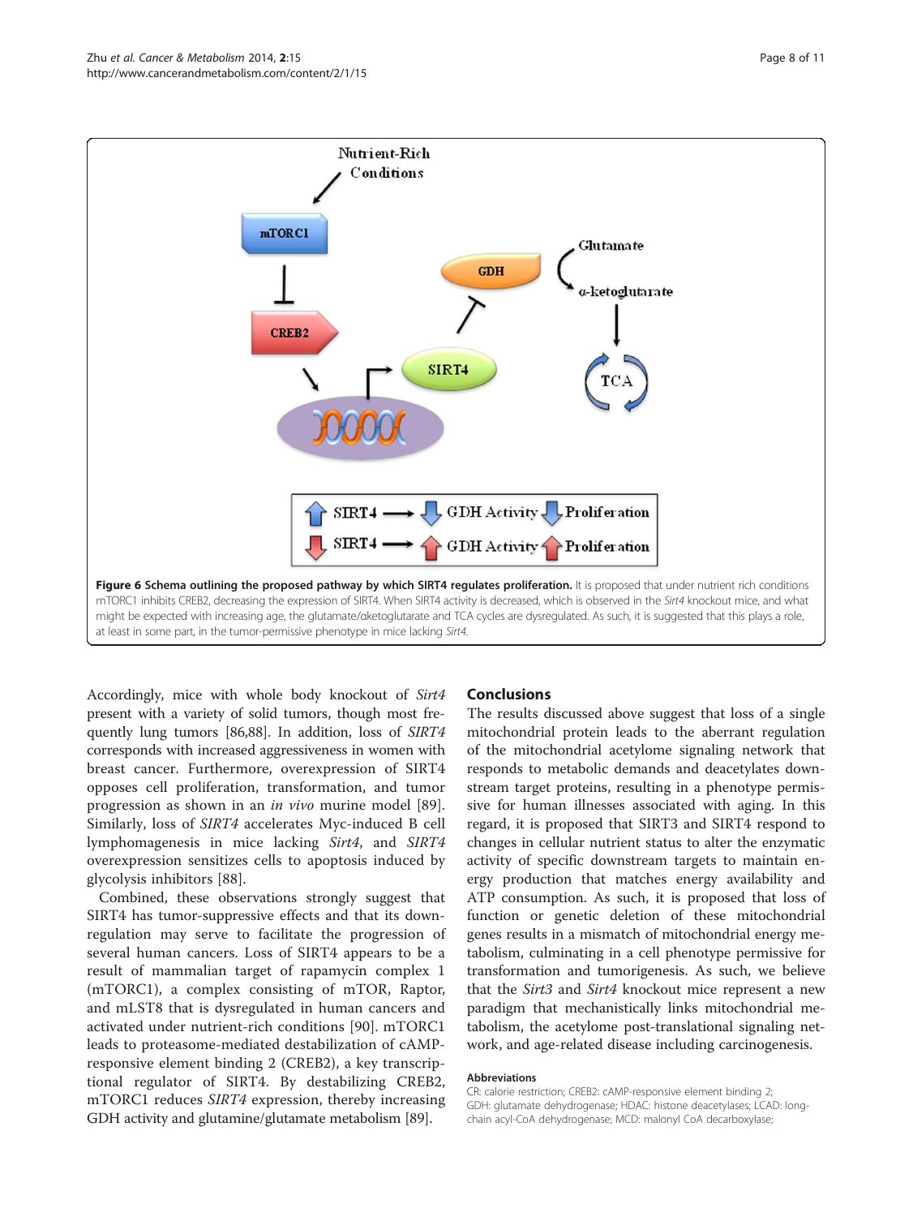**Figure 6 Schema outlining the proposed pathway by which SIRT4 regulates proliferation.** It is proposed that under nutrient rich conditions mTORC1 inhibits CREB2, decreasing the expression of SIRT4. When SIRT4 activity is decreased, which is observed in the *Sirt4* knockout mice, and what might be expected with increasing age, the glutamate/αketoglutarate and TCA cycles are dysregulated. As such, it is suggested that this plays a role, at least in some part, in the tumor-permissive phenotype in mice lacking *Sirt4*.

Accordingly, mice with whole body knockout of *Sirt4* present with a variety of solid tumors, though most frequently lung tumors [86,88]. In addition, loss of *SIRT4* corresponds with increased aggressiveness in women with breast cancer. Furthermore, overexpression of SIRT4 opposes cell proliferation, transformation, and tumor progression as shown in an *in vivo* murine model [89]. Similarly, loss of *SIRT4* accelerates Myc-induced B cell lymphomagenesis in mice lacking *Sirt4*, and *SIRT4* overexpression sensitizes cells to apoptosis induced by glycolysis inhibitors [88].

Combined, these observations strongly suggest that SIRT4 has tumor-suppressive effects and that its down-regulation may serve to facilitate the progression of several human cancers. Loss of SIRT4 appears to be a result of mammalian target of rapamycin complex 1 (mTORC1), a complex consisting of mTOR, Raptor, and mLST8 that is dysregulated in human cancers and activated under nutrient-rich conditions [90]. mTORC1 leads to proteasome-mediated destabilization of cAMP-responsive element binding 2 (CREB2), a key transcriptional regulator of SIRT4. By destabilizing CREB2, mTORC1 reduces *SIRT4* expression, thereby increasing GDH activity and glutamine/glutamate metabolism [89].

## Conclusions

The results discussed above suggest that loss of a single mitochondrial protein leads to the aberrant regulation of the mitochondrial acetylome signaling network that responds to metabolic demands and deacetylates downstream target proteins, resulting in a phenotype permissive for human illnesses associated with aging. In this regard, it is proposed that SIRT3 and SIRT4 respond to changes in cellular nutrient status to alter the enzymatic activity of specific downstream targets to maintain energy production that matches energy availability and ATP consumption. As such, it is proposed that loss of function or genetic deletion of these mitochondrial genes results in a mismatch of mitochondrial energy metabolism, culminating in a cell phenotype permissive for transformation and tumorigenesis. As such, we believe that the *Sirt3* and *Sirt4* knockout mice represent a new paradigm that mechanistically links mitochondrial metabolism, the acetylome post-translational signaling network, and age-related disease including carcinogenesis.

#### Abbreviations

CR: calorie restriction; CREB2: cAMP-responsive element binding 2; GDH: glutamate dehydrogenase; HDAC: histone deacetylases; LCAD: long-chain acyl-CoA dehydrogenase; MCD: malonyl CoA decarboxylase;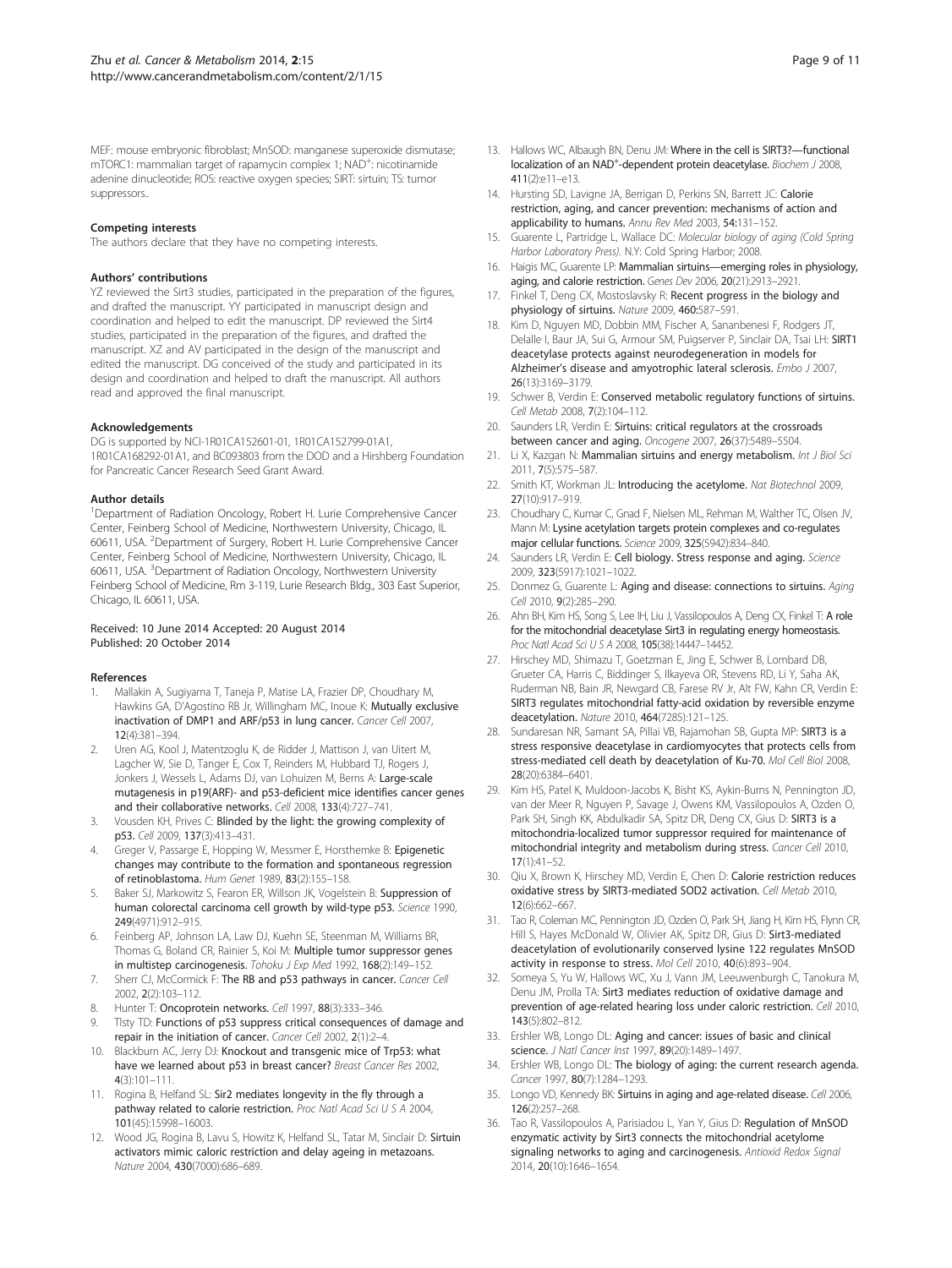MEF: mouse embryonic fibroblast; MnSOD: manganese superoxide dismutase; mTORC1: mammalian target of rapamycin complex 1; $NAD^+$: nicotinamide adenine dinucleotide; ROS: reactive oxygen species; SIRT: sirtuin; TS: tumor suppressors..

#### Competing interests

The authors declare that they have no competing interests.

#### Authors' contributions

YZ reviewed the Sirt3 studies, participated in the preparation of the figures, and drafted the manuscript. YY participated in manuscript design and coordination and helped to edit the manuscript. DP reviewed the Sirt4 studies, participated in the preparation of the figures, and drafted the manuscript. XZ and AV participated in the design of the manuscript and edited the manuscript. DG conceived of the study and participated in its design and coordination and helped to draft the manuscript. All authors read and approved the final manuscript.

#### Acknowledgements

DG is supported by NCI-1R01CA152601-01, 1R01CA152799-01A1, 1R01CA168292-01A1, and BC093803 from the DOD and a Hirshberg Foundation for Pancreatic Cancer Research Seed Grant Award.

#### Author details

[1]Department of Radiation Oncology, Robert H. Lurie Comprehensive Cancer Center, Feinberg School of Medicine, Northwestern University, Chicago, IL 60611, USA. [2]Department of Surgery, Robert H. Lurie Comprehensive Cancer Center, Feinberg School of Medicine, Northwestern University, Chicago, IL 60611, USA. [3]Department of Radiation Oncology, Northwestern University Feinberg School of Medicine, Rm 3-119, Lurie Research Bldg., 303 East Superior, Chicago, IL 60611, USA.

Received: 10 June 2014 Accepted: 20 August 2014
Published: 20 October 2014

#### References

1. Mallakin A, Sugiyama T, Taneja P, Matise LA, Frazier DP, Choudhary M, Hawkins GA, D'Agostino RB Jr, Willingham MC, Inoue K: **Mutually exclusive inactivation of DMP1 and ARF/p53 in lung cancer.** *Cancer Cell* 2007, **12**(4):381–394.
2. Uren AG, Kool J, Matentzoglu K, de Ridder J, Mattison J, van Uitert M, Lagcher W, Sie D, Tanger E, Cox T, Reinders M, Hubbard TJ, Rogers J, Jonkers J, Wessels L, Adams DJ, van Lohuizen M, Berns A: **Large-scale mutagenesis in p19(ARF)- and p53-deficient mice identifies cancer genes and their collaborative networks.** *Cell* 2008, **133**(4):727–741.
3. Vousden KH, Prives C: **Blinded by the light: the growing complexity of p53.** *Cell* 2009, **137**(3):413–431.
4. Greger V, Passarge E, Hopping W, Messmer E, Horsthemke B: **Epigenetic changes may contribute to the formation and spontaneous regression of retinoblastoma.** *Hum Genet* 1989, **83**(2):155–158.
5. Baker SJ, Markowitz S, Fearon ER, Willson JK, Vogelstein B: **Suppression of human colorectal carcinoma cell growth by wild-type p53.** *Science* 1990, **249**(4971):912–915.
6. Feinberg AP, Johnson LA, Law DJ, Kuehn SE, Steenman M, Williams BR, Thomas G, Boland CR, Rainier S, Koi M: **Multiple tumor suppressor genes in multistep carcinogenesis.** *Tohoku J Exp Med* 1992, **168**(2):149–152.
7. Sherr CJ, McCormick F: **The RB and p53 pathways in cancer.** *Cancer Cell* 2002, **2**(2):103–112.
8. Hunter T: **Oncoprotein networks.** *Cell* 1997, **88**(3):333–346.
9. Tlsty TD: **Functions of p53 suppress critical consequences of damage and repair in the initiation of cancer.** *Cancer Cell* 2002, **2**(1):2–4.
10. Blackburn AC, Jerry DJ: **Knockout and transgenic mice of Trp53: what have we learned about p53 in breast cancer?** *Breast Cancer Res* 2002, **4**(3):101–111.
11. Rogina B, Helfand SL: **Sir2 mediates longevity in the fly through a pathway related to calorie restriction.** *Proc Natl Acad Sci U S A* 2004, **101**(45):15998–16003.
12. Wood JG, Rogina B, Lavu S, Howitz K, Helfand SL, Tatar M, Sinclair D: **Sirtuin activators mimic caloric restriction and delay ageing in metazoans.** *Nature* 2004, **430**(7000):686–689.
13. Hallows WC, Albaugh BN, Denu JM: **Where in the cell is SIRT3?—functional localization of an $NAD^+$-dependent protein deacetylase.** *Biochem J* 2008, **411**(2):e11–e13.
14. Hursting SD, Lavigne JA, Berrigan D, Perkins SN, Barrett JC: **Calorie restriction, aging, and cancer prevention: mechanisms of action and applicability to humans.** *Annu Rev Med* 2003, **54**:131–152.
15. Guarente L, Partridge L, Wallace DC: *Molecular biology of aging (Cold Spring Harbor Laboratory Press).* N.Y: Cold Spring Harbor; 2008.
16. Haigis MC, Guarente LP: **Mammalian sirtuins—emerging roles in physiology, aging, and calorie restriction.** *Genes Dev* 2006, **20**(21):2913–2921.
17. Finkel T, Deng CX, Mostoslavsky R: **Recent progress in the biology and physiology of sirtuins.** *Nature* 2009, **460**:587–591.
18. Kim D, Nguyen MD, Dobbin MM, Fischer A, Sananbenesi F, Rodgers JT, Delalle I, Baur JA, Sui G, Armour SM, Puigserver P, Sinclair DA, Tsai LH: **SIRT1 deacetylase protects against neurodegeneration in models for Alzheimer's disease and amyotrophic lateral sclerosis.** *Embo J* 2007, **26**(13):3169–3179.
19. Schwer B, Verdin E: **Conserved metabolic regulatory functions of sirtuins.** *Cell Metab* 2008, **7**(2):104–112.
20. Saunders LR, Verdin E: **Sirtuins: critical regulators at the crossroads between cancer and aging.** *Oncogene* 2007, **26**(37):5489–5504.
21. Li X, Kazgan N: **Mammalian sirtuins and energy metabolism.** *Int J Biol Sci* 2011, **7**(5):575–587.
22. Smith KT, Workman JL: **Introducing the acetylome.** *Nat Biotechnol* 2009, **27**(10):917–919.
23. Choudhary C, Kumar C, Gnad F, Nielsen ML, Rehman M, Walther TC, Olsen JV, Mann M: **Lysine acetylation targets protein complexes and co-regulates major cellular functions.** *Science* 2009, **325**(5942):834–840.
24. Saunders LR, Verdin E: **Cell biology. Stress response and aging.** *Science* 2009, **323**(5917):1021–1022.
25. Donmez G, Guarente L: **Aging and disease: connections to sirtuins.** *Aging Cell* 2010, **9**(2):285–290.
26. Ahn BH, Kim HS, Song S, Lee IH, Liu J, Vassilopoulos A, Deng CX, Finkel T: **A role for the mitochondrial deacetylase Sirt3 in regulating energy homeostasis.** *Proc Natl Acad Sci U S A* 2008, **105**(38):14447–14452.
27. Hirschey MD, Shimazu T, Goetzman E, Jing E, Schwer B, Lombard DB, Grueter CA, Harris C, Biddinger S, Ilkayeva OR, Stevens RD, Li Y, Saha AK, Ruderman NB, Bain JR, Newgard CB, Farese RV Jr, Alt FW, Kahn CR, Verdin E: **SIRT3 regulates mitochondrial fatty-acid oxidation by reversible enzyme deacetylation.** *Nature* 2010, **464**(7285):121–125.
28. Sundaresan NR, Samant SA, Pillai VB, Rajamohan SB, Gupta MP: **SIRT3 is a stress responsive deacetylase in cardiomyocytes that protects cells from stress-mediated cell death by deacetylation of Ku-70.** *Mol Cell Biol* 2008, **28**(20):6384–6401.
29. Kim HS, Patel K, Muldoon-Jacobs K, Bisht KS, Aykin-Burns N, Pennington JD, van der Meer R, Nguyen P, Savage J, Owens KM, Vassilopoulos A, Ozden O, Park SH, Singh KK, Abdulkadir SA, Spitz DR, Deng CX, Gius D: **SIRT3 is a mitochondria-localized tumor suppressor required for maintenance of mitochondrial integrity and metabolism during stress.** *Cancer Cell* 2010, **17**(1):41–52.
30. Qiu X, Brown K, Hirschey MD, Verdin E, Chen D: **Calorie restriction reduces oxidative stress by SIRT3-mediated SOD2 activation.** *Cell Metab* 2010, **12**(6):662–667.
31. Tao R, Coleman MC, Pennington JD, Ozden O, Park SH, Jiang H, Kim HS, Flynn CR, Hill S, Hayes McDonald W, Olivier AK, Spitz DR, Gius D: **Sirt3-mediated deacetylation of evolutionarily conserved lysine 122 regulates MnSOD activity in response to stress.** *Mol Cell* 2010, **40**(6):893–904.
32. Someya S, Yu W, Hallows WC, Xu J, Vann JM, Leeuwenburgh C, Tanokura M, Denu JM, Prolla TA: **Sirt3 mediates reduction of oxidative damage and prevention of age-related hearing loss under caloric restriction.** *Cell* 2010, **143**(5):802–812.
33. Ershler WB, Longo DL: **Aging and cancer: issues of basic and clinical science.** *J Natl Cancer Inst* 1997, **89**(20):1489–1497.
34. Ershler WB, Longo DL: **The biology of aging: the current research agenda.** *Cancer* 1997, **80**(7):1284–1293.
35. Longo VD, Kennedy BK: **Sirtuins in aging and age-related disease.** *Cell* 2006, **126**(2):257–268.
36. Tao R, Vassilopoulos A, Parisiadou L, Yan Y, Gius D: **Regulation of MnSOD enzymatic activity by Sirt3 connects the mitochondrial acetylome signaling networks to aging and carcinogenesis.** *Antioxid Redox Signal* 2014, **20**(10):1646–1654.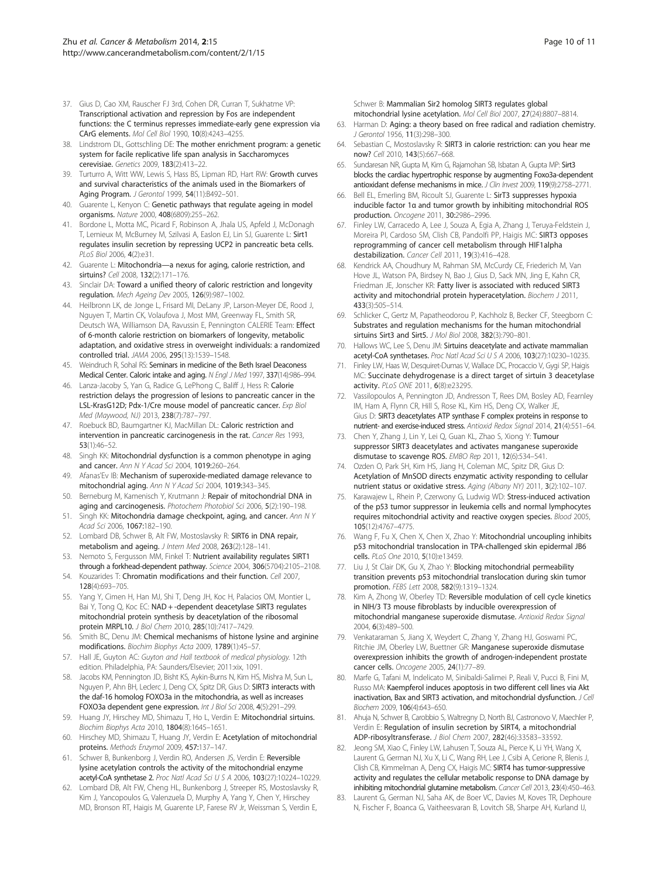37. Gius D, Cao XM, Rauscher FJ 3rd, Cohen DR, Curran T, Sukhatme VP: **Transcriptional activation and repression by Fos are independent functions: the C terminus represses immediate-early gene expression via CArG elements.** *Mol Cell Biol* 1990, **10**(8):4243–4255.
38. Lindstrom DL, Gottschling DE: **The mother enrichment program: a genetic system for facile replicative life span analysis in Saccharomyces cerevisiae.** *Genetics* 2009, **183**(2):413–22.
39. Turturro A, Witt WW, Lewis S, Hass BS, Lipman RD, Hart RW: **Growth curves and survival characteristics of the animals used in the Biomarkers of Aging Program.** *J Gerontol* 1999, **54**(11):B492–501.
40. Guarente L, Kenyon C: **Genetic pathways that regulate ageing in model organisms.** *Nature* 2000, **408**(6809):255–262.
41. Bordone L, Motta MC, Picard F, Robinson A, Jhala US, Apfeld J, McDonagh T, Lemieux M, McBurney M, Szilvasi A, Easlon EJ, Lin SJ, Guarente L: **Sirt1 regulates insulin secretion by repressing UCP2 in pancreatic beta cells.** *PLoS Biol* 2006, **4**(2):e31.
42. Guarente L: **Mitochondria—a nexus for aging, calorie restriction, and sirtuins?** *Cell* 2008, **132**(2):171–176.
43. Sinclair DA: **Toward a unified theory of caloric restriction and longevity regulation.** *Mech Ageing Dev* 2005, **126**(9):987–1002.
44. Heilbronn LK, de Jonge L, Frisard MI, DeLany JP, Larson-Meyer DE, Rood J, Nguyen T, Martin CK, Volaufova J, Most MM, Greenway FL, Smith SR, Deutsch WA, Williamson DA, Ravussin E, Pennington CALERIE Team: **Effect of 6-month calorie restriction on biomarkers of longevity, metabolic adaptation, and oxidative stress in overweight individuals: a randomized controlled trial.** *JAMA* 2006, **295**(13):1539–1548.
45. Weindruch R, Sohal RS: **Seminars in medicine of the Beth Israel Deaconess Medical Center. Caloric intake and aging.** *N Engl J Med* 1997, **337**(14):986–994.
46. Lanza-Jacoby S, Yan G, Radice G, LePhong C, Baliff J, Hess R: **Calorie restriction delays the progression of lesions to pancreatic cancer in the LSL-KrasG12D; Pdx-1/Cre mouse model of pancreatic cancer.** *Exp Biol Med (Maywood, NJ)* 2013, **238**(7):787–797.
47. Roebuck BD, Baumgartner KJ, MacMillan DL: **Caloric restriction and intervention in pancreatic carcinogenesis in the rat.** *Cancer Res* 1993, **53**(1):46–52.
48. Singh KK: **Mitochondrial dysfunction is a common phenotype in aging and cancer.** *Ann N Y Acad Sci* 2004, **1019**:260–264.
49. Afanas'Ev IB: **Mechanism of superoxide-mediated damage relevance to mitochondrial aging.** *Ann N Y Acad Sci* 2004, **1019**:343–345.
50. Berneburg M, Kamenisch Y, Krutmann J: **Repair of mitochondrial DNA in aging and carcinogenesis.** *Photochem Photobiol Sci* 2006, **5**(2):190–198.
51. Singh KK: **Mitochondria damage checkpoint, aging, and cancer.** *Ann N Y Acad Sci* 2006, **1067**:182–190.
52. Lombard DB, Schwer B, Alt FW, Mostoslavsky R: **SIRT6 in DNA repair, metabolism and ageing.** *J Intern Med* 2008, **263**(2):128–141.
53. Nemoto S, Fergusson MM, Finkel T: **Nutrient availability regulates SIRT1 through a forkhead-dependent pathway.** *Science* 2004, **306**(5704):2105–2108.
54. Kouzarides T: **Chromatin modifications and their function.** *Cell* 2007, **128**(4):693–705.
55. Yang Y, Cimen H, Han MJ, Shi T, Deng JH, Koc H, Palacios OM, Montier L, Bai Y, Tong Q, Koc EC: **NAD + -dependent deacetylase SIRT3 regulates mitochondrial protein synthesis by deacetylation of the ribosomal protein MRPL10.** *J Biol Chem* 2010, **285**(10):7417–7429.
56. Smith BC, Denu JM: **Chemical mechanisms of histone lysine and arginine modifications.** *Biochim Biophys Acta* 2009, **1789**(1):45–57.
57. Hall JE, Guyton AC: *Guyton and Hall textbook of medical physiology.* 12th edition. Philadelphia, PA: Saunders/Elsevier; 2011:xix, 1091.
58. Jacobs KM, Pennington JD, Bisht KS, Aykin-Burns N, Kim HS, Mishra M, Sun L, Nguyen P, Ahn BH, Leclerc J, Deng CX, Spitz DR, Gius D: **SIRT3 interacts with the daf-16 homolog FOXO3a in the mitochondria, as well as increases FOXO3a dependent gene expression.** *Int J Biol Sci* 2008, **4**(5):291–299.
59. Huang JY, Hirschey MD, Shimazu T, Ho L, Verdin E: **Mitochondrial sirtuins.** *Biochim Biophys Acta* 2010, **1804**(8):1645–1651.
60. Hirschey MD, Shimazu T, Huang JY, Verdin E: **Acetylation of mitochondrial proteins.** *Methods Enzymol* 2009, **457**:137–147.
61. Schwer B, Bunkenborg J, Verdin RO, Andersen JS, Verdin E: **Reversible lysine acetylation controls the activity of the mitochondrial enzyme acetyl-CoA synthetase 2.** *Proc Natl Acad Sci U S A* 2006, **103**(27):10224–10229.
62. Lombard DB, Alt FW, Cheng HL, Bunkenborg J, Streeper RS, Mostoslavsky R, Kim J, Yancopoulos G, Valenzuela D, Murphy A, Yang Y, Chen Y, Hirschey MD, Bronson RT, Haigis M, Guarente LP, Farese RV Jr, Weissman S, Verdin E, Schwer B: **Mammalian Sir2 homolog SIRT3 regulates global mitochondrial lysine acetylation.** *Mol Cell Biol* 2007, **27**(24):8807–8814.
63. Harman D: **Aging: a theory based on free radical and radiation chemistry.** *J Gerontol* 1956, **11**(3):298–300.
64. Sebastian C, Mostoslavsky R: **SIRT3 in calorie restriction: can you hear me now?** *Cell* 2010, **143**(5):667–668.
65. Sundaresan NR, Gupta M, Kim G, Rajamohan SB, Isbatan A, Gupta MP: **Sirt3 blocks the cardiac hypertrophic response by augmenting Foxo3a-dependent antioxidant defense mechanisms in mice.** *J Clin Invest* 2009, **119**(9):2758–2771.
66. Bell EL, Emerling BM, Ricoult SJ, Guarente L: **SirT3 suppresses hypoxia inducible factor 1α and tumor growth by inhibiting mitochondrial ROS production.** *Oncogene* 2011, **30**:2986–2996.
67. Finley LW, Carracedo A, Lee J, Souza A, Egia A, Zhang J, Teruya-Feldstein J, Moreira PI, Cardoso SM, Clish CB, Pandolfi PP, Haigis MC: **SIRT3 opposes reprogramming of cancer cell metabolism through HIF1alpha destabilization.** *Cancer Cell* 2011, **19**(3):416–428.
68. Kendrick AA, Choudhury M, Rahman SM, McCurdy CE, Friederich M, Van Hove JL, Watson PA, Birdsey N, Bao J, Gius D, Sack MN, Jing E, Kahn CR, Friedman JE, Jonscher KR: **Fatty liver is associated with reduced SIRT3 activity and mitochondrial protein hyperacetylation.** *Biochem J* 2011, **433**(3):505–514.
69. Schlicker C, Gertz M, Papatheodorou P, Kachholz B, Becker CF, Steegborn C: **Substrates and regulation mechanisms for the human mitochondrial sirtuins Sirt3 and Sirt5.** *J Mol Biol* 2008, **382**(3):790–801.
70. Hallows WC, Lee S, Denu JM: **Sirtuins deacetylate and activate mammalian acetyl-CoA synthetases.** *Proc Natl Acad Sci U S A* 2006, **103**(27):10230–10235.
71. Finley LW, Haas W, Desquiret-Dumas V, Wallace DC, Procaccio V, Gygi SP, Haigis MC: **Succinate dehydrogenase is a direct target of sirtuin 3 deacetylase activity.** *PLoS ONE* 2011, **6**(8):e23295.
72. Vassilopoulos A, Pennington JD, Andresson T, Rees DM, Bosley AD, Fearnley IM, Ham A, Flynn CR, Hill S, Rose KL, Kim HS, Deng CX, Walker JE, Gius D: **SIRT3 deacetylates ATP synthase F complex proteins in response to nutrient- and exercise-induced stress.** *Antioxid Redox Signal* 2014, **21**(4):551–64.
73. Chen Y, Zhang J, Lin Y, Lei Q, Guan KL, Zhao S, Xiong Y: **Tumour suppressor SIRT3 deacetylates and activates manganese superoxide dismutase to scavenge ROS.** *EMBO Rep* 2011, **12**(6):534–541.
74. Ozden O, Park SH, Kim HS, Jiang H, Coleman MC, Spitz DR, Gius D: **Acetylation of MnSOD directs enzymatic activity responding to cellular nutrient status or oxidative stress.** *Aging (Albany NY)* 2011, **3**(2):102–107.
75. Karawajew L, Rhein P, Czerwony G, Ludwig WD: **Stress-induced activation of the p53 tumor suppressor in leukemia cells and normal lymphocytes requires mitochondrial activity and reactive oxygen species.** *Blood* 2005, **105**(12):4767–4775.
76. Wang F, Fu X, Chen X, Chen X, Zhao Y: **Mitochondrial uncoupling inhibits p53 mitochondrial translocation in TPA-challenged skin epidermal JB6 cells.** *PLoS One* 2010, **5**(10):e13459.
77. Liu J, St Clair DK, Gu X, Zhao Y: **Blocking mitochondrial permeability transition prevents p53 mitochondrial translocation during skin tumor promotion.** *FEBS Lett* 2008, **582**(9):1319–1324.
78. Kim A, Zhong W, Oberley TD: **Reversible modulation of cell cycle kinetics in NIH/3 T3 mouse fibroblasts by inducible overexpression of mitochondrial manganese superoxide dismutase.** *Antioxid Redox Signal* 2004, **6**(3):489–500.
79. Venkataraman S, Jiang X, Weydert C, Zhang Y, Zhang HJ, Goswami PC, Ritchie JM, Oberley LW, Buettner GR: **Manganese superoxide dismutase overexpression inhibits the growth of androgen-independent prostate cancer cells.** *Oncogene* 2005, **24**(1):77–89.
80. Marfe G, Tafani M, Indelicato M, Sinibaldi-Salimei P, Reali V, Pucci B, Fini M, Russo MA: **Kaempferol induces apoptosis in two different cell lines via Akt inactivation, Bax and SIRT3 activation, and mitochondrial dysfunction.** *J Cell Biochem* 2009, **106**(4):643–650.
81. Ahuja N, Schwer B, Carobbio S, Waltregny D, North BJ, Castronovo V, Maechler P, Verdin E: **Regulation of insulin secretion by SIRT4, a mitochondrial ADP-ribosyltransferase.** *J Biol Chem* 2007, **282**(46):33583–33592.
82. Jeong SM, Xiao C, Finley LW, Lahusen T, Souza AL, Pierce K, Li YH, Wang X, Laurent G, German NJ, Xu X, Li C, Wang RH, Lee J, Csibi A, Cerione R, Blenis J, Clish CB, Kimmelman A, Deng CX, Haigis MC: **SIRT4 has tumor-suppressive activity and regulates the cellular metabolic response to DNA damage by inhibiting mitochondrial glutamine metabolism.** *Cancer Cell* 2013, **23**(4):450–463.
83. Laurent G, German NJ, Saha AK, de Boer VC, Davies M, Koves TR, Dephoure N, Fischer F, Boanca G, Vaitheesvaran B, Lovitch SB, Sharpe AH, Kurland IJ,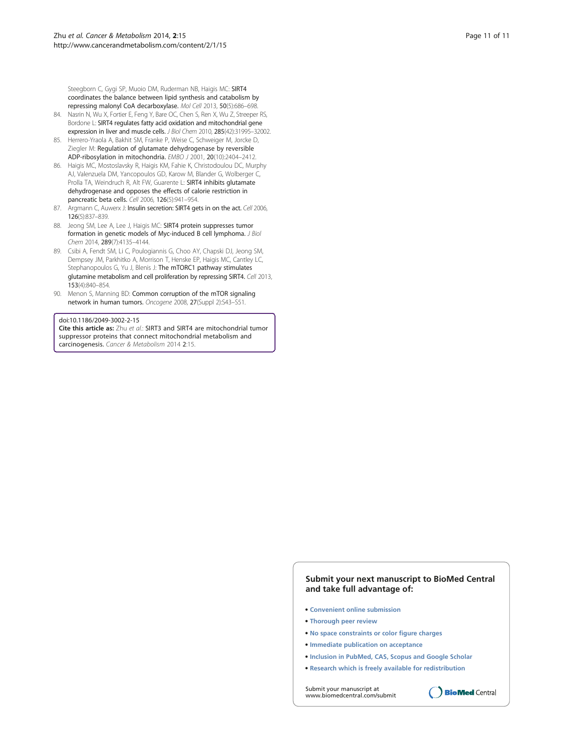Steegborn C, Gygi SP, Muoio DM, Ruderman NB, Haigis MC: **SIRT4 coordinates the balance between lipid synthesis and catabolism by repressing malonyl CoA decarboxylase.** *Mol Cell* 2013, **50**(5):686–698.

84. Nasrin N, Wu X, Fortier E, Feng Y, Bare OC, Chen S, Ren X, Wu Z, Streeper RS, Bordone L: **SIRT4 regulates fatty acid oxidation and mitochondrial gene expression in liver and muscle cells.** *J Biol Chem* 2010, **285**(42):31995–32002.
85. Herrero-Yraola A, Bakhit SM, Franke P, Weise C, Schweiger M, Jorcke D, Ziegler M: **Regulation of glutamate dehydrogenase by reversible ADP-ribosylation in mitochondria.** *EMBO J* 2001, **20**(10):2404–2412.
86. Haigis MC, Mostoslavsky R, Haigis KM, Fahie K, Christodoulou DC, Murphy AJ, Valenzuela DM, Yancopoulos GD, Karow M, Blander G, Wolberger C, Prolla TA, Weindruch R, Alt FW, Guarente L: **SIRT4 inhibits glutamate dehydrogenase and opposes the effects of calorie restriction in pancreatic beta cells.** *Cell* 2006, **126**(5):941–954.
87. Argmann C, Auwerx J: **Insulin secretion: SIRT4 gets in on the act.** *Cell* 2006, **126**(5):837–839.
88. Jeong SM, Lee A, Lee J, Haigis MC: **SIRT4 protein suppresses tumor formation in genetic models of Myc-induced B cell lymphoma.** *J Biol Chem* 2014, **289**(7):4135–4144.
89. Csibi A, Fendt SM, Li C, Poulogiannis G, Choo AY, Chapski DJ, Jeong SM, Dempsey JM, Parkhitko A, Morrison T, Henske EP, Haigis MC, Cantley LC, Stephanopoulos G, Yu J, Blenis J: **The mTORC1 pathway stimulates glutamine metabolism and cell proliferation by repressing SIRT4.** *Cell* 2013, **153**(4):840–854.
90. Menon S, Manning BD: **Common corruption of the mTOR signaling network in human tumors.** *Oncogene* 2008, **27**(Suppl 2):S43–S51.

doi:10.1186/2049-3002-2-15
**Cite this article as:** Zhu *et al.*: SIRT3 and SIRT4 are mitochondrial tumor suppressor proteins that connect mitochondrial metabolism and carcinogenesis. *Cancer & Metabolism* 2014 **2**:15.

**Submit your next manuscript to BioMed Central and take full advantage of:**

- **Convenient online submission**
- **Thorough peer review**
- **No space constraints or color figure charges**
- **Immediate publication on acceptance**
- **Inclusion in PubMed, CAS, Scopus and Google Scholar**
- **Research which is freely available for redistribution**

Submit your manuscript at
www.biomedcentral.com/submit

BioMed Central